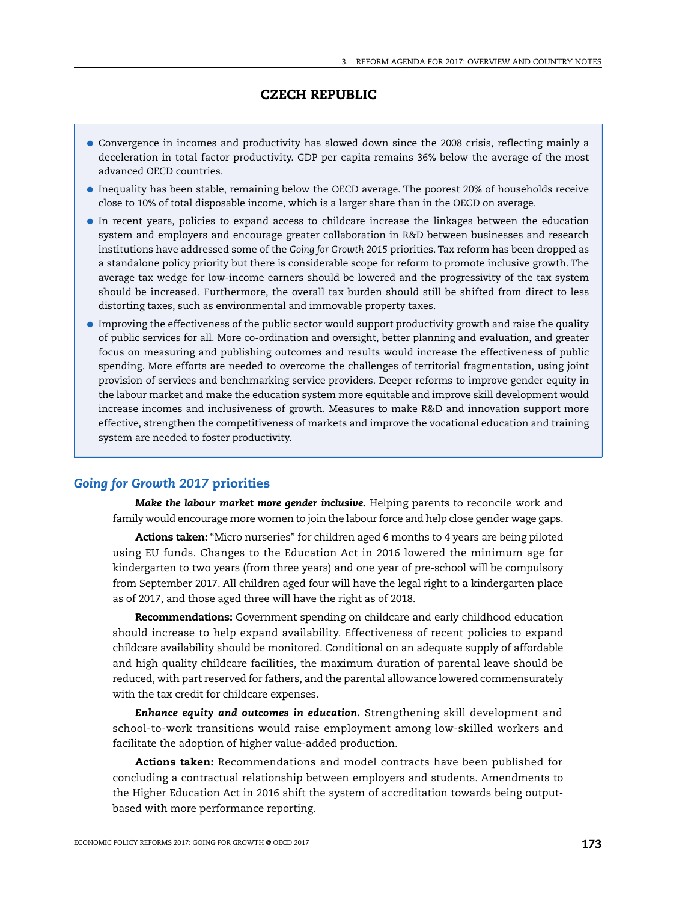# CZECH REPUBLIC

- Convergence in incomes and productivity has slowed down since the 2008 crisis, reflecting mainly a deceleration in total factor productivity. GDP per capita remains 36% below the average of the most advanced OECD countries.
- Inequality has been stable, remaining below the OECD average. The poorest 20% of households receive close to 10% of total disposable income, which is a larger share than in the OECD on average.
- In recent years, policies to expand access to childcare increase the linkages between the education system and employers and encourage greater collaboration in R&D between businesses and research institutions have addressed some of the *Going for Growth 2015* priorities. Tax reform has been dropped as a standalone policy priority but there is considerable scope for reform to promote inclusive growth. The average tax wedge for low-income earners should be lowered and the progressivity of the tax system should be increased. Furthermore, the overall tax burden should still be shifted from direct to less distorting taxes, such as environmental and immovable property taxes.
- Improving the effectiveness of the public sector would support productivity growth and raise the quality of public services for all. More co-ordination and oversight, better planning and evaluation, and greater focus on measuring and publishing outcomes and results would increase the effectiveness of public spending. More efforts are needed to overcome the challenges of territorial fragmentation, using joint provision of services and benchmarking service providers. Deeper reforms to improve gender equity in the labour market and make the education system more equitable and improve skill development would increase incomes and inclusiveness of growth. Measures to make R&D and innovation support more effective, strengthen the competitiveness of markets and improve the vocational education and training system are needed to foster productivity.

## *Going for Growth 2017* priorities

***Make the labour market more gender inclusive.*** Helping parents to reconcile work and family would encourage more women to join the labour force and help close gender wage gaps.

**Actions taken:** "Micro nurseries" for children aged 6 months to 4 years are being piloted using EU funds. Changes to the Education Act in 2016 lowered the minimum age for kindergarten to two years (from three years) and one year of pre-school will be compulsory from September 2017. All children aged four will have the legal right to a kindergarten place as of 2017, and those aged three will have the right as of 2018.

**Recommendations:** Government spending on childcare and early childhood education should increase to help expand availability. Effectiveness of recent policies to expand childcare availability should be monitored. Conditional on an adequate supply of affordable and high quality childcare facilities, the maximum duration of parental leave should be reduced, with part reserved for fathers, and the parental allowance lowered commensurately with the tax credit for childcare expenses.

***Enhance equity and outcomes in education.*** Strengthening skill development and school-to-work transitions would raise employment among low-skilled workers and facilitate the adoption of higher value-added production.

**Actions taken:** Recommendations and model contracts have been published for concluding a contractual relationship between employers and students. Amendments to the Higher Education Act in 2016 shift the system of accreditation towards being output-based with more performance reporting.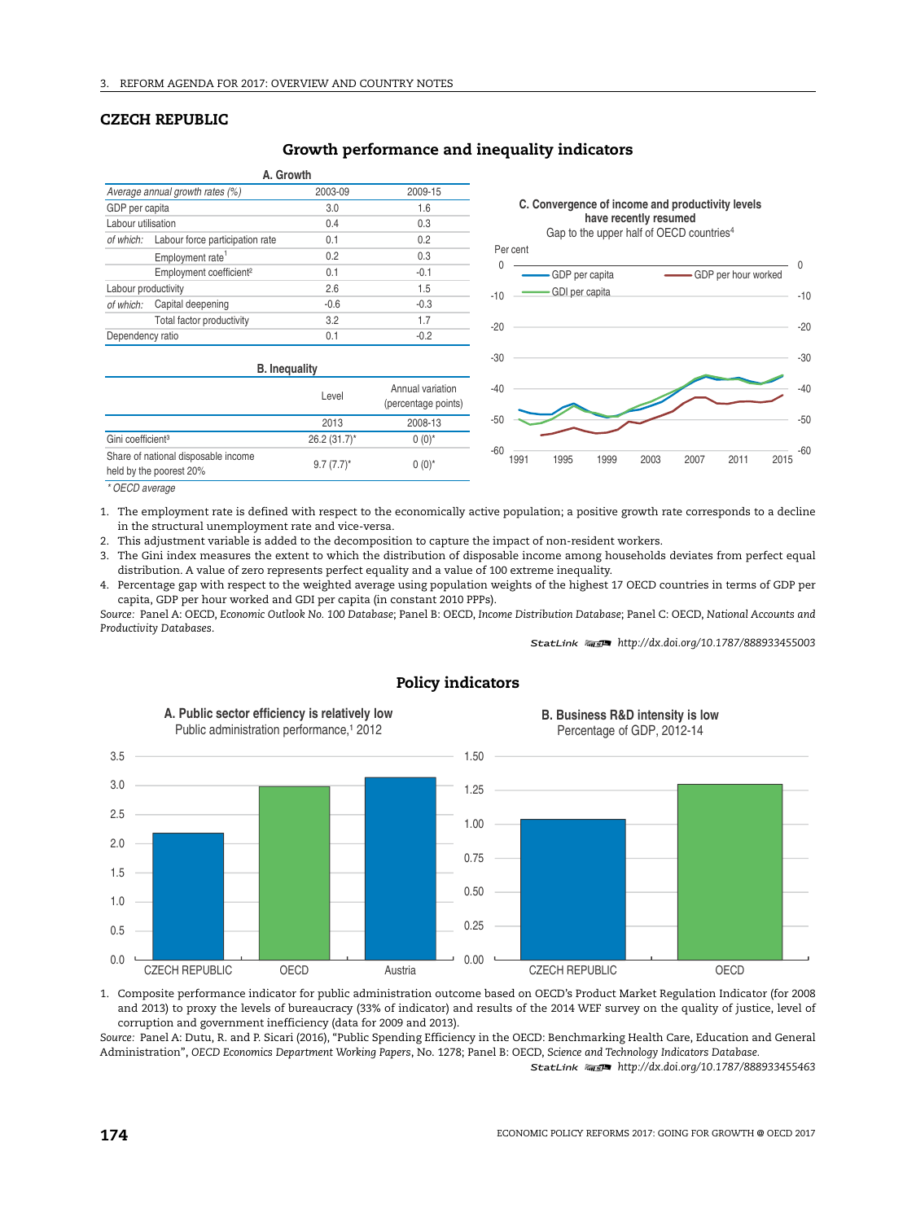## CZECH REPUBLIC

### Growth performance and inequality indicators

**A. Growth**

| Average annual growth rates (%) | | 2003-09 | 2009-15 |
|---|---|---|---|
| GDP per capita | | 3.0 | 1.6 |
| Labour utilisation | | 0.4 | 0.3 |
| *of which:* | Labour force participation rate | 0.1 | 0.2 |
| | Employment rate[1] | 0.2 | 0.3 |
| | Employment coefficient[2] | 0.1 | -0.1 |
| Labour productivity | | 2.6 | 1.5 |
| *of which:* | Capital deepening | -0.6 | -0.3 |
| | Total factor productivity | 3.2 | 1.7 |
| Dependency ratio | | 0.1 | -0.2 |

**B. Inequality**

| | Level | Annual variation (percentage points) |
|---|---|---|
| | 2013 | 2008-13 |
| Gini coefficient[3] | 26.2 (31.7)* | 0 (0)* |
| Share of national disposable income held by the poorest 20% | 9.7 (7.7)* | 0 (0)* |

*\* OECD average*

**C. Convergence of income and productivity levels have recently resumed**
Gap to the upper half of OECD countries[4]

1. The employment rate is defined with respect to the economically active population; a positive growth rate corresponds to a decline in the structural unemployment rate and vice-versa.
2. This adjustment variable is added to the decomposition to capture the impact of non-resident workers.
3. The Gini index measures the extent to which the distribution of disposable income among households deviates from perfect equal distribution. A value of zero represents perfect equality and a value of 100 extreme inequality.
4. Percentage gap with respect to the weighted average using population weights of the highest 17 OECD countries in terms of GDP per capita, GDP per hour worked and GDI per capita (in constant 2010 PPPs).

*Source:* Panel A: OECD, *Economic Outlook No. 100 Database*; Panel B: OECD, *Income Distribution Database*; Panel C: OECD, *National Accounts and Productivity Databases*.

StatLink http://dx.doi.org/10.1787/888933455003

### Policy indicators

**A. Public sector efficiency is relatively low**
Public administration performance,[1] 2012

**B. Business R&D intensity is low**
Percentage of GDP, 2012-14

1. Composite performance indicator for public administration outcome based on OECD's Product Market Regulation Indicator (for 2008 and 2013) to proxy the levels of bureaucracy (33% of indicator) and results of the 2014 WEF survey on the quality of justice, level of corruption and government inefficiency (data for 2009 and 2013).

*Source:* Panel A: Dutu, R. and P. Sicari (2016), "Public Spending Efficiency in the OECD: Benchmarking Health Care, Education and General Administration", *OECD Economics Department Working Papers*, No. 1278; Panel B: OECD, *Science and Technology Indicators Database*.

StatLink http://dx.doi.org/10.1787/888933455463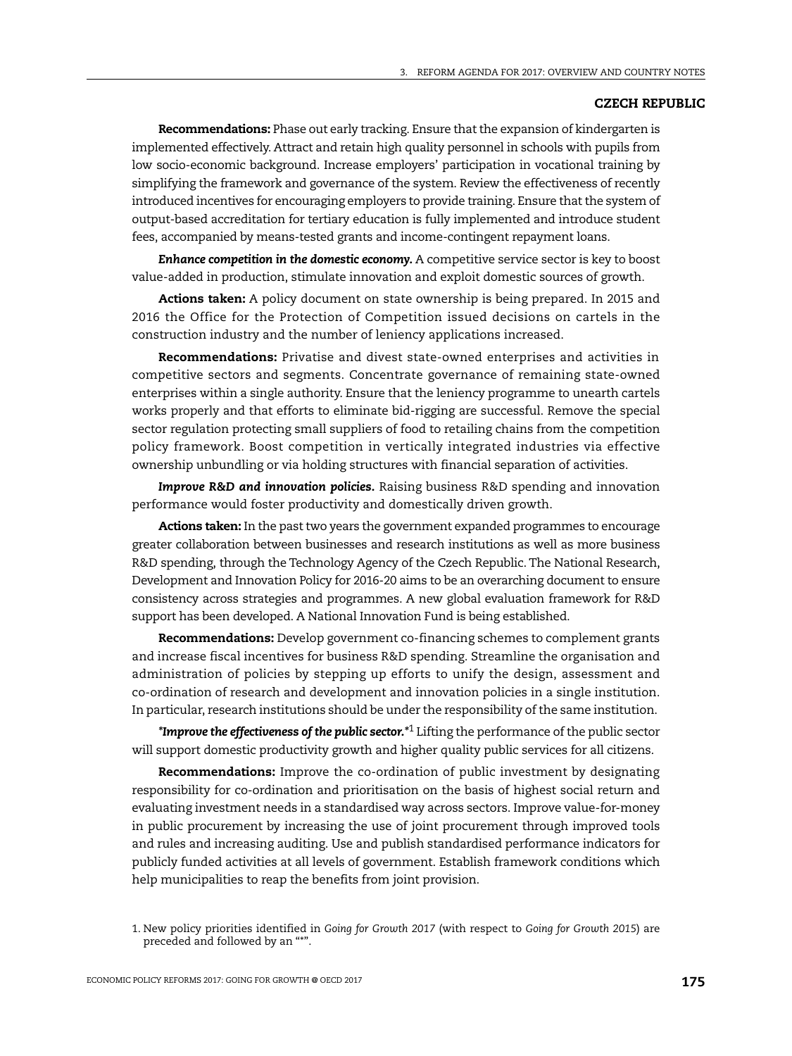## CZECH REPUBLIC

**Recommendations:** Phase out early tracking. Ensure that the expansion of kindergarten is implemented effectively. Attract and retain high quality personnel in schools with pupils from low socio-economic background. Increase employers' participation in vocational training by simplifying the framework and governance of the system. Review the effectiveness of recently introduced incentives for encouraging employers to provide training. Ensure that the system of output-based accreditation for tertiary education is fully implemented and introduce student fees, accompanied by means-tested grants and income-contingent repayment loans.

***Enhance competition in the domestic economy.*** A competitive service sector is key to boost value-added in production, stimulate innovation and exploit domestic sources of growth.

**Actions taken:** A policy document on state ownership is being prepared. In 2015 and 2016 the Office for the Protection of Competition issued decisions on cartels in the construction industry and the number of leniency applications increased.

**Recommendations:** Privatise and divest state-owned enterprises and activities in competitive sectors and segments. Concentrate governance of remaining state-owned enterprises within a single authority. Ensure that the leniency programme to unearth cartels works properly and that efforts to eliminate bid-rigging are successful. Remove the special sector regulation protecting small suppliers of food to retailing chains from the competition policy framework. Boost competition in vertically integrated industries via effective ownership unbundling or via holding structures with financial separation of activities.

***Improve R&D and innovation policies.*** Raising business R&D spending and innovation performance would foster productivity and domestically driven growth.

**Actions taken:** In the past two years the government expanded programmes to encourage greater collaboration between businesses and research institutions as well as more business R&D spending, through the Technology Agency of the Czech Republic. The National Research, Development and Innovation Policy for 2016-20 aims to be an overarching document to ensure consistency across strategies and programmes. A new global evaluation framework for R&D support has been developed. A National Innovation Fund is being established.

**Recommendations:** Develop government co-financing schemes to complement grants and increase fiscal incentives for business R&D spending. Streamline the organisation and administration of policies by stepping up efforts to unify the design, assessment and co-ordination of research and development and innovation policies in a single institution. In particular, research institutions should be under the responsibility of the same institution.

***\*Improve the effectiveness of the public sector.\****[1] Lifting the performance of the public sector will support domestic productivity growth and higher quality public services for all citizens.

**Recommendations:** Improve the co-ordination of public investment by designating responsibility for co-ordination and prioritisation on the basis of highest social return and evaluating investment needs in a standardised way across sectors. Improve value-for-money in public procurement by increasing the use of joint procurement through improved tools and rules and increasing auditing. Use and publish standardised performance indicators for publicly funded activities at all levels of government. Establish framework conditions which help municipalities to reap the benefits from joint provision.

1. New policy priorities identified in *Going for Growth 2017* (with respect to *Going for Growth 2015*) are preceded and followed by an "*".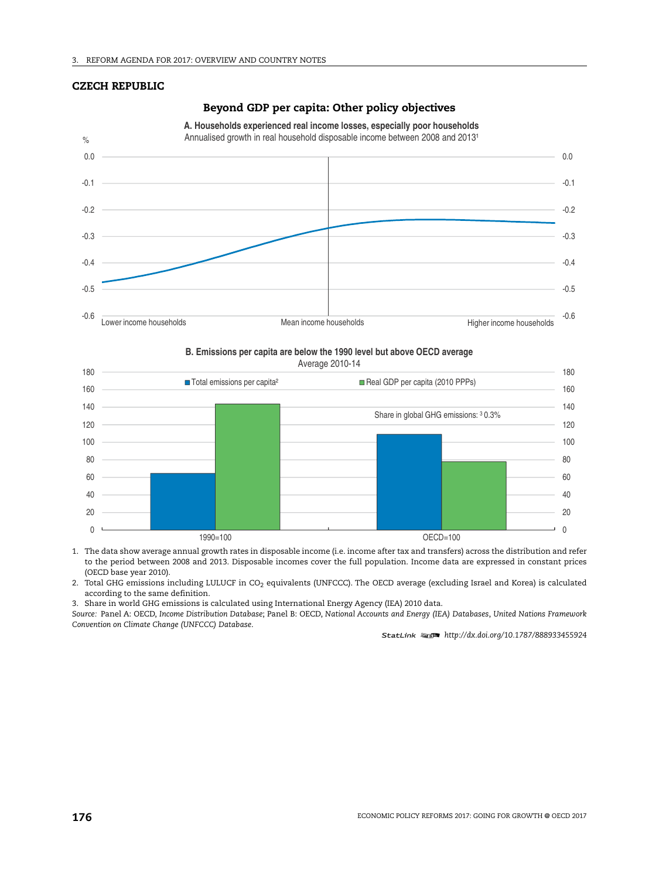## CZECH REPUBLIC

### Beyond GDP per capita: Other policy objectives

A. Households experienced real income losses, especially poor households

Annualised growth in real household disposable income between 2008 and 2013[1]

%

0.0
-0.1
-0.2
-0.3
-0.4
-0.5
-0.6

Lower income households
Mean income households
Higher income households

B. Emissions per capita are below the 1990 level but above OECD average

Average 2010-14

Total emissions per capita[2]
Real GDP per capita (2010 PPPs)

Share in global GHG emissions: [3] 0.3%

180
160
140
120
100
80
60
40
20
0

1990=100
OECD=100

1. The data show average annual growth rates in disposable income (i.e. income after tax and transfers) across the distribution and refer to the period between 2008 and 2013. Disposable incomes cover the full population. Income data are expressed in constant prices (OECD base year 2010).
2. Total GHG emissions including LULUCF in $CO_2$ equivalents (UNFCCC). The OECD average (excluding Israel and Korea) is calculated according to the same definition.
3. Share in world GHG emissions is calculated using International Energy Agency (IEA) 2010 data.

*Source:* Panel A: OECD, *Income Distribution Database*; Panel B: OECD, *National Accounts and Energy (IEA) Databases*, *United Nations Framework Convention on Climate Change (UNFCCC) Database*.

StatLink http://dx.doi.org/10.1787/888933455924